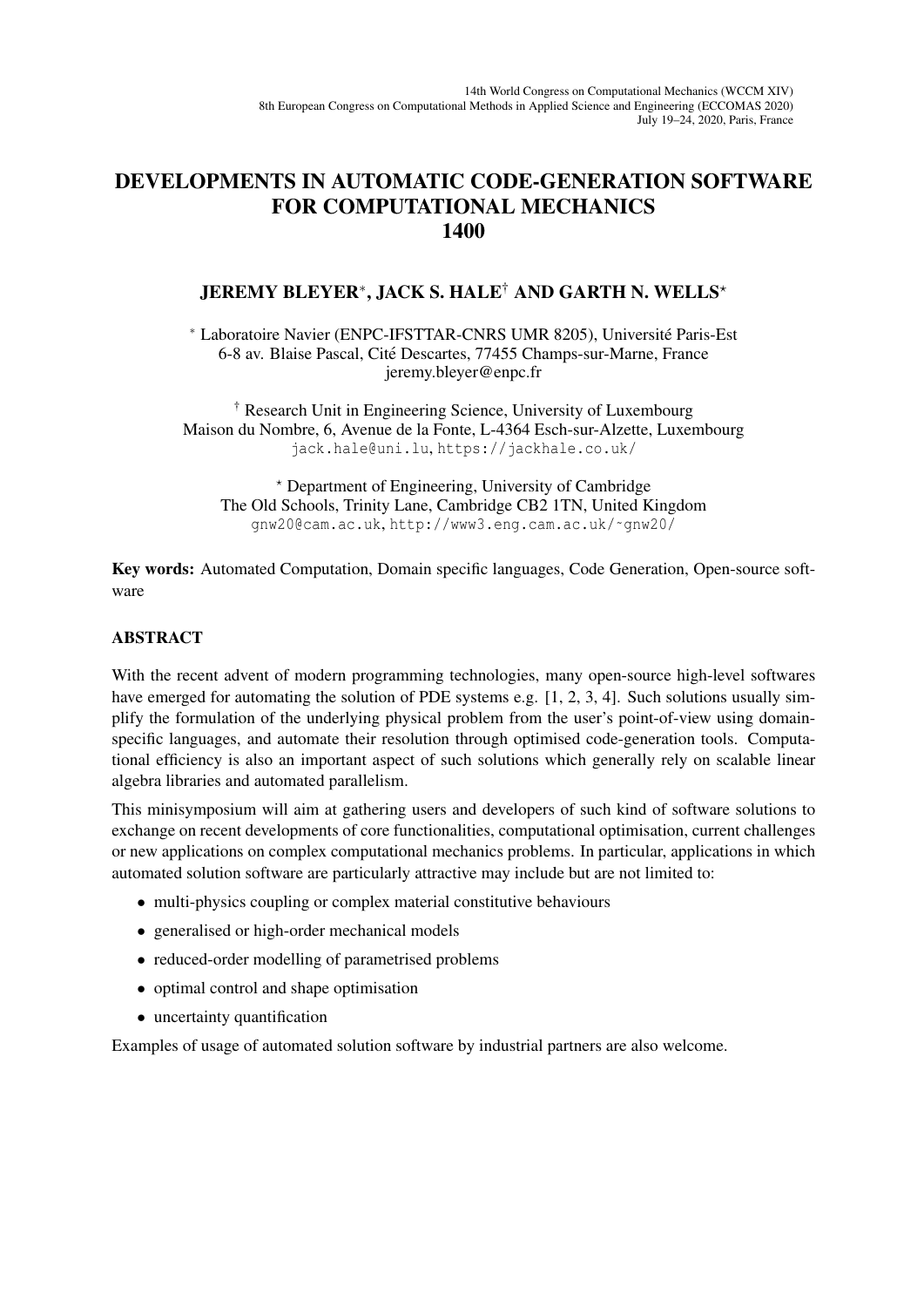14th World Congress on Computational Mechanics (WCCM XIV)
8th European Congress on Computational Methods in Applied Science and Engineering (ECCOMAS 2020)
July 19–24, 2020, Paris, France

# DEVELOPMENTS IN AUTOMATIC CODE-GENERATION SOFTWARE FOR COMPUTATIONAL MECHANICS 1400

**JEREMY BLEYER[*], JACK S. HALE[†] AND GARTH N. WELLS[⋆]**

[*] Laboratoire Navier (ENPC-IFSTTAR-CNRS UMR 8205), Université Paris-Est
6-8 av. Blaise Pascal, Cité Descartes, 77455 Champs-sur-Marne, France
jeremy.bleyer@enpc.fr

[†] Research Unit in Engineering Science, University of Luxembourg
Maison du Nombre, 6, Avenue de la Fonte, L-4364 Esch-sur-Alzette, Luxembourg
jack.hale@uni.lu, https://jackhale.co.uk/

[⋆] Department of Engineering, University of Cambridge
The Old Schools, Trinity Lane, Cambridge CB2 1TN, United Kingdom
gnw20@cam.ac.uk, http://www3.eng.cam.ac.uk/~gnw20/

**Key words:** Automated Computation, Domain specific languages, Code Generation, Open-source software

## ABSTRACT

With the recent advent of modern programming technologies, many open-source high-level softwares have emerged for automating the solution of PDE systems e.g. [1, 2, 3, 4]. Such solutions usually simplify the formulation of the underlying physical problem from the user's point-of-view using domain-specific languages, and automate their resolution through optimised code-generation tools. Computational efficiency is also an important aspect of such solutions which generally rely on scalable linear algebra libraries and automated parallelism.

This minisymposium will aim at gathering users and developers of such kind of software solutions to exchange on recent developments of core functionalities, computational optimisation, current challenges or new applications on complex computational mechanics problems. In particular, applications in which automated solution software are particularly attractive may include but are not limited to:

- multi-physics coupling or complex material constitutive behaviours
- generalised or high-order mechanical models
- reduced-order modelling of parametrised problems
- optimal control and shape optimisation
- uncertainty quantification

Examples of usage of automated solution software by industrial partners are also welcome.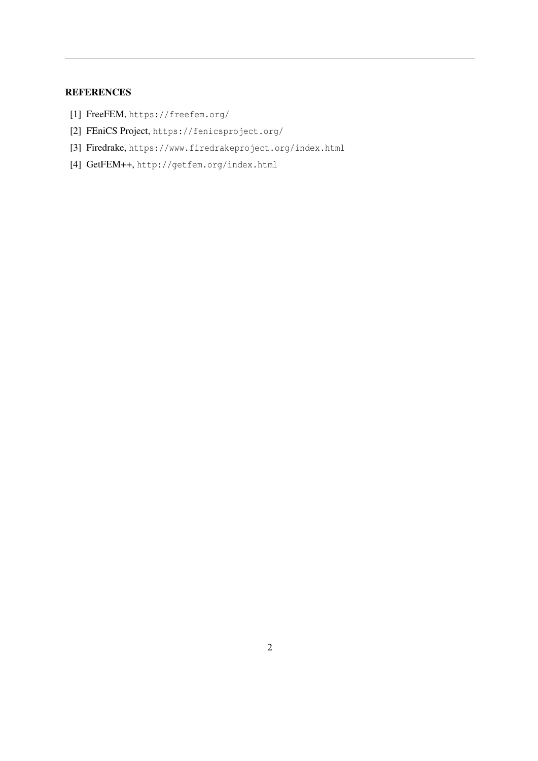## REFERENCES

[1] FreeFEM, https://freefem.org/

[2] FEniCS Project, https://fenicsproject.org/

[3] Firedrake, https://www.firedrakeproject.org/index.html

[4] GetFEM++, http://getfem.org/index.html